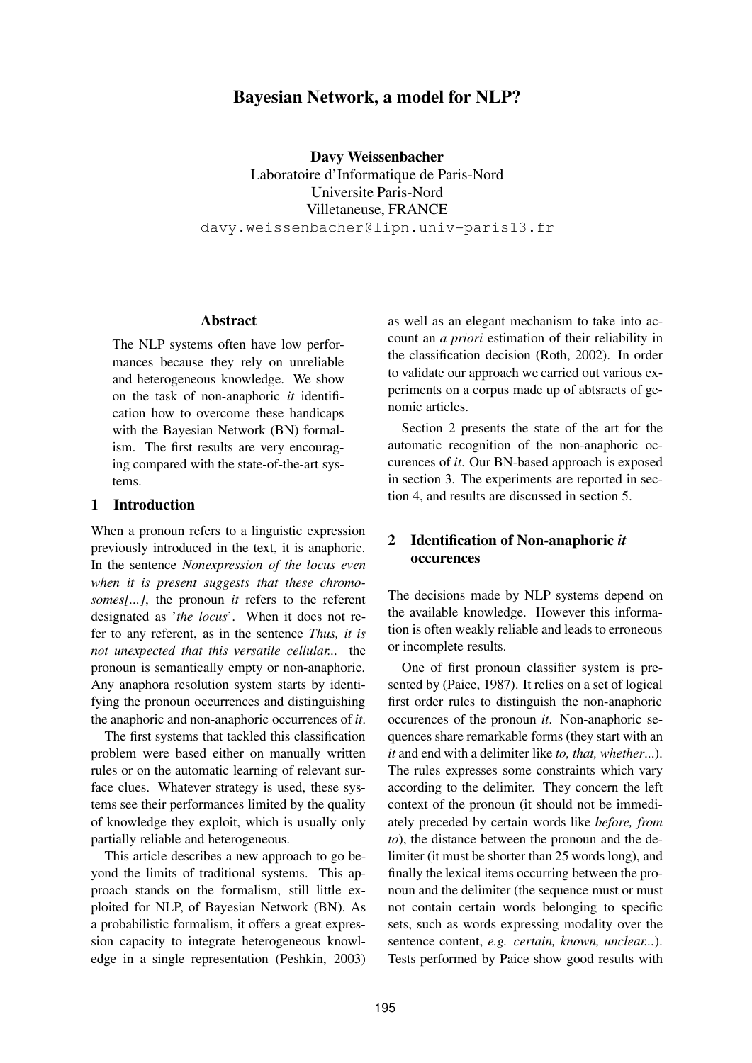# Bayesian Network, a model for NLP?

**Davy Weissenbacher**
Laboratoire d'Informatique de Paris-Nord
Universite Paris-Nord
Villetaneuse, FRANCE
davy.weissenbacher@lipn.univ-paris13.fr

## Abstract

The NLP systems often have low performances because they rely on unreliable and heterogeneous knowledge. We show on the task of non-anaphoric *it* identification how to overcome these handicaps with the Bayesian Network (BN) formalism. The first results are very encouraging compared with the state-of-the-art systems.

## 1 Introduction

When a pronoun refers to a linguistic expression previously introduced in the text, it is anaphoric. In the sentence *Nonexpression of the locus even when it is present suggests that these chromosomes[...]*, the pronoun *it* refers to the referent designated as '*the locus*'. When it does not refer to any referent, as in the sentence *Thus, it is not unexpected that this versatile cellular..* the pronoun is semantically empty or non-anaphoric. Any anaphora resolution system starts by identifying the pronoun occurrences and distinguishing the anaphoric and non-anaphoric occurrences of *it*.

The first systems that tackled this classification problem were based either on manually written rules or on the automatic learning of relevant surface clues. Whatever strategy is used, these systems see their performances limited by the quality of knowledge they exploit, which is usually only partially reliable and heterogeneous.

This article describes a new approach to go beyond the limits of traditional systems. This approach stands on the formalism, still little exploited for NLP, of Bayesian Network (BN). As a probabilistic formalism, it offers a great expression capacity to integrate heterogeneous knowledge in a single representation (Peshkin, 2003) as well as an elegant mechanism to take into account an *a priori* estimation of their reliability in the classification decision (Roth, 2002). In order to validate our approach we carried out various experiments on a corpus made up of abtsracts of genomic articles.

Section 2 presents the state of the art for the automatic recognition of the non-anaphoric occurences of *it*. Our BN-based approach is exposed in section 3. The experiments are reported in section 4, and results are discussed in section 5.

## 2 Identification of Non-anaphoric *it* occurences

The decisions made by NLP systems depend on the available knowledge. However this information is often weakly reliable and leads to erroneous or incomplete results.

One of first pronoun classifier system is presented by (Paice, 1987). It relies on a set of logical first order rules to distinguish the non-anaphoric occurences of the pronoun *it*. Non-anaphoric sequences share remarkable forms (they start with an *it* and end with a delimiter like *to, that, whether*...). The rules expresses some constraints which vary according to the delimiter. They concern the left context of the pronoun (it should not be immediately preceded by certain words like *before, from to*), the distance between the pronoun and the delimiter (it must be shorter than 25 words long), and finally the lexical items occurring between the pronoun and the delimiter (the sequence must or must not contain certain words belonging to specific sets, such as words expressing modality over the sentence content, *e.g. certain, known, unclear*...). Tests performed by Paice show good results with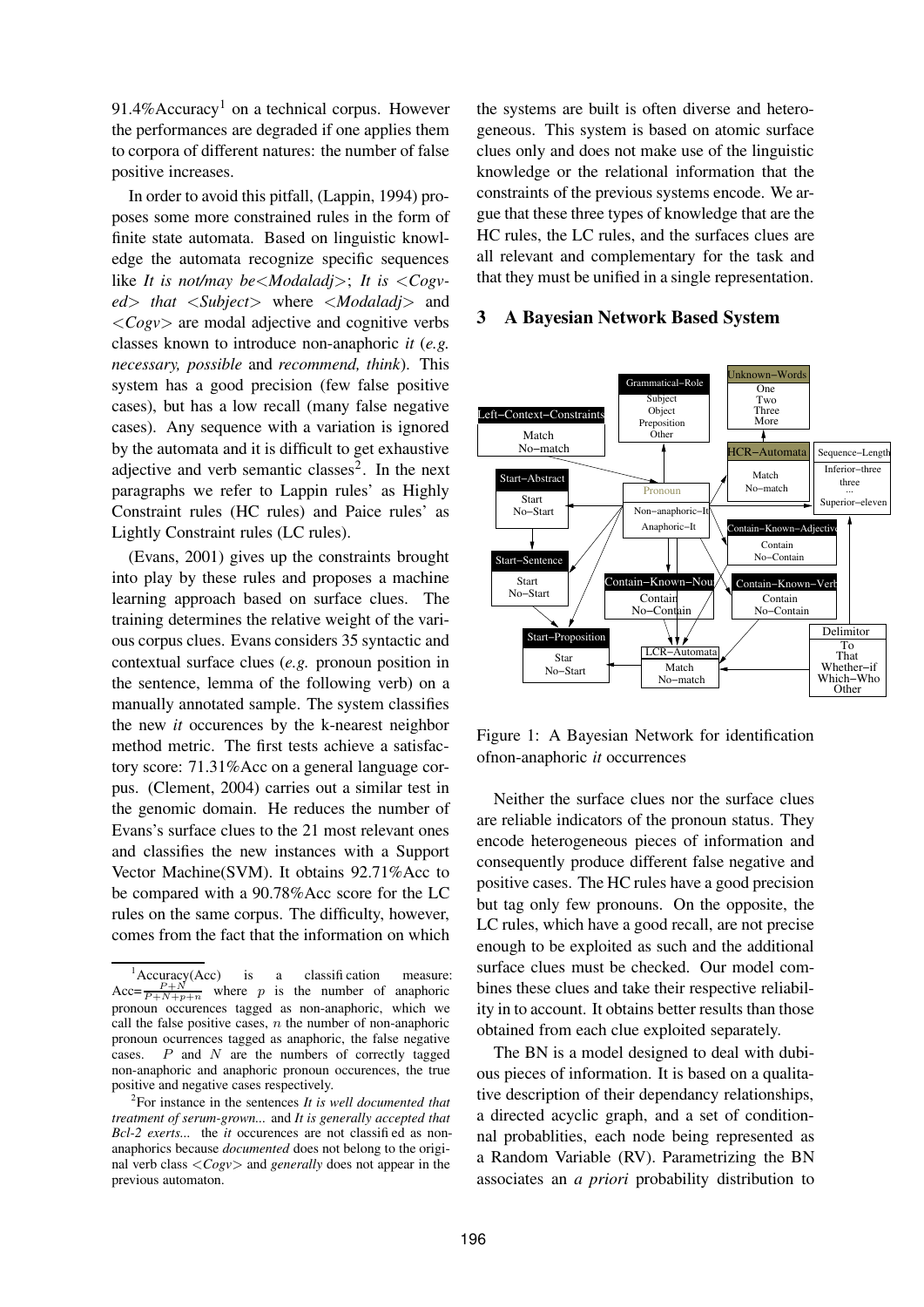91.4%Accuracy[1] on a technical corpus. However the performances are degraded if one applies them to corpora of different natures: the number of false positive increases.

In order to avoid this pitfall, (Lappin, 1994) proposes some more constrained rules in the form of finite state automata. Based on linguistic knowledge the automata recognize specific sequences like *It is not/may be<Modaladj>*; *It is <Cogved> that <Subject>* where *<Modaladj>* and *<Cogv>* are modal adjective and cognitive verbs classes known to introduce non-anaphoric *it* (*e.g. necessary, possible* and *recommend, think*). This system has a good precision (few false positive cases), but has a low recall (many false negative cases). Any sequence with a variation is ignored by the automata and it is difficult to get exhaustive adjective and verb semantic classes[2]. In the next paragraphs we refer to Lappin rules' as Highly Constraint rules (HC rules) and Paice rules' as Lightly Constraint rules (LC rules).

(Evans, 2001) gives up the constraints brought into play by these rules and proposes a machine learning approach based on surface clues. The training determines the relative weight of the various corpus clues. Evans considers 35 syntactic and contextual surface clues (*e.g.* pronoun position in the sentence, lemma of the following verb) on a manually annotated sample. The system classifies the new *it* occurences by the k-nearest neighbor method metric. The first tests achieve a satisfactory score: 71.31%Acc on a general language corpus. (Clement, 2004) carries out a similar test in the genomic domain. He reduces the number of Evans's surface clues to the 21 most relevant ones and classifies the new instances with a Support Vector Machine(SVM). It obtains 92.71%Acc to be compared with a 90.78%Acc score for the LC rules on the same corpus. The difficulty, however, comes from the fact that the information on which the systems are built is often diverse and heterogeneous. This system is based on atomic surface clues only and does not make use of the linguistic knowledge or the relational information that the constraints of the previous systems encode. We argue that these three types of knowledge that are the HC rules, the LC rules, and the surfaces clues are all relevant and complementary for the task and that they must be unified in a single representation.

[1] Accuracy(Acc) is a classification measure: $Acc = \frac{P+N}{P+N+p+n}$ where $p$ is the number of anaphoric pronoun occurences tagged as non-anaphoric, which we call the false positive cases, $n$ the number of non-anaphoric pronoun ocurrences tagged as anaphoric, the false negative cases. $P$ and $N$ are the numbers of correctly tagged non-anaphoric and anaphoric pronoun occurences, the true positive and negative cases respectively.

[2] For instance in the sentences *It is well documented that treatment of serum-grown...* and *It is generally accepted that Bcl-2 exerts...* the *it* occurences are not classified as non-anaphorics because *documented* does not belong to the original verb class *<Cogv>* and *generally* does not appear in the previous automaton.

## 3 A Bayesian Network Based System

Figure 1: A Bayesian Network for identification ofnon-anaphoric *it* occurrences

Neither the surface clues nor the surface clues are reliable indicators of the pronoun status. They encode heterogeneous pieces of information and consequently produce different false negative and positive cases. The HC rules have a good precision but tag only few pronouns. On the opposite, the LC rules, which have a good recall, are not precise enough to be exploited as such and the additional surface clues must be checked. Our model combines these clues and take their respective reliability in to account. It obtains better results than those obtained from each clue exploited separately.

The BN is a model designed to deal with dubious pieces of information. It is based on a qualitative description of their dependancy relationships, a directed acyclic graph, and a set of conditionnal probablities, each node being represented as a Random Variable (RV). Parametrizing the BN associates an *a priori* probability distribution to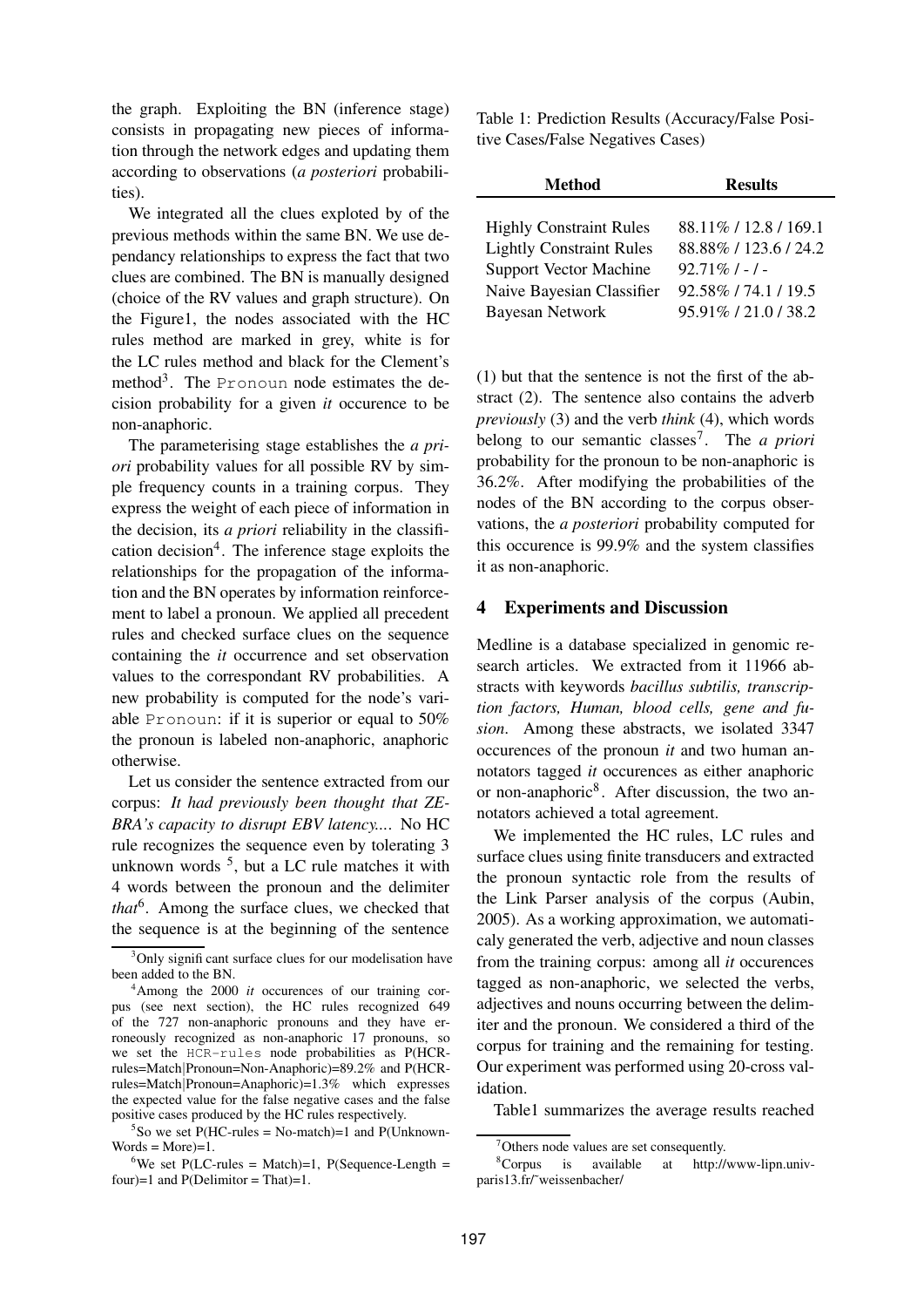the graph. Exploiting the BN (inference stage) consists in propagating new pieces of information through the network edges and updating them according to observations (*a posteriori* probabilities).

We integrated all the clues exploted by of the previous methods within the same BN. We use dependancy relationships to express the fact that two clues are combined. The BN is manually designed (choice of the RV values and graph structure). On the Figure1, the nodes associated with the HC rules method are marked in grey, white is for the LC rules method and black for the Clement's method[3]. The Pronoun node estimates the decision probability for a given *it* occurence to be non-anaphoric.

The parameterising stage establishes the *a priori* probability values for all possible RV by simple frequency counts in a training corpus. They express the weight of each piece of information in the decision, its *a priori* reliability in the classification decision[4]. The inference stage exploits the relationships for the propagation of the information and the BN operates by information reinforcement to label a pronoun. We applied all precedent rules and checked surface clues on the sequence containing the *it* occurrence and set observation values to the correspondant RV probabilities. A new probability is computed for the node's variable Pronoun: if it is superior or equal to 50% the pronoun is labeled non-anaphoric, anaphoric otherwise.

Let us consider the sentence extracted from our corpus: *It had previously been thought that ZEBRA's capacity to disrupt EBV latency....* No HC rule recognizes the sequence even by tolerating 3 unknown words [5], but a LC rule matches it with 4 words between the pronoun and the delimiter *that*[6]. Among the surface clues, we checked that the sequence is at the beginning of the sentence (1) but that the sentence is not the first of the abstract (2). The sentence also contains the adverb *previously* (3) and the verb *think* (4), which words belong to our semantic classes[7]. The *a priori* probability for the pronoun to be non-anaphoric is 36.2%. After modifying the probabilities of the nodes of the BN according to the corpus observations, the *a posteriori* probability computed for this occurence is 99.9% and the system classifies it as non-anaphoric.

Table 1: Prediction Results (Accuracy/False Positive Cases/False Negatives Cases)

| Method | Results |
|---|---|
| Highly Constraint Rules | 88.11% / 12.8 / 169.1 |
| Lightly Constraint Rules | 88.88% / 123.6 / 24.2 |
| Support Vector Machine | 92.71% / - / - |
| Naive Bayesian Classifier | 92.58% / 74.1 / 19.5 |
| Bayesan Network | 95.91% / 21.0 / 38.2 |

## 4 Experiments and Discussion

Medline is a database specialized in genomic research articles. We extracted from it 11966 abstracts with keywords *bacillus subtilis, transcription factors, Human, blood cells, gene and fusion*. Among these abstracts, we isolated 3347 occurences of the pronoun *it* and two human annotators tagged *it* occurences as either anaphoric or non-anaphoric[8]. After discussion, the two annotators achieved a total agreement.

We implemented the HC rules, LC rules and surface clues using finite transducers and extracted the pronoun syntactic role from the results of the Link Parser analysis of the corpus (Aubin, 2005). As a working approximation, we automaticaly generated the verb, adjective and noun classes from the training corpus: among all *it* occurences tagged as non-anaphoric, we selected the verbs, adjectives and nouns occurring between the delimiter and the pronoun. We considered a third of the corpus for training and the remaining for testing. Our experiment was performed using 20-cross validation.

Table1 summarizes the average results reached

[3]Only significant surface clues for our modelisation have been added to the BN.

[4]Among the 2000 *it* occurences of our training corpus (see next section), the HC rules recognized 649 of the 727 non-anaphoric pronouns and they have erroneously recognized as non-anaphoric 17 pronouns, so we set the HCR-rules node probabilities as P(HCR-rules=Match|Pronoun=Non-Anaphoric)=89.2% and P(HCR-rules=Match|Pronoun=Anaphoric)=1.3% which expresses the expected value for the false negative cases and the false positive cases produced by the HC rules respectively.

[5]So we set P(HC-rules = No-match)=1 and P(Unknown-Words = More)=1.

[6]We set P(LC-rules = Match)=1, P(Sequence-Length = four)=1 and P(Delimitor = That)=1.

[7]Others node values are set consequently.

[8]Corpus is available at http://www-lipn.univ-paris13.fr/˜weissenbacher/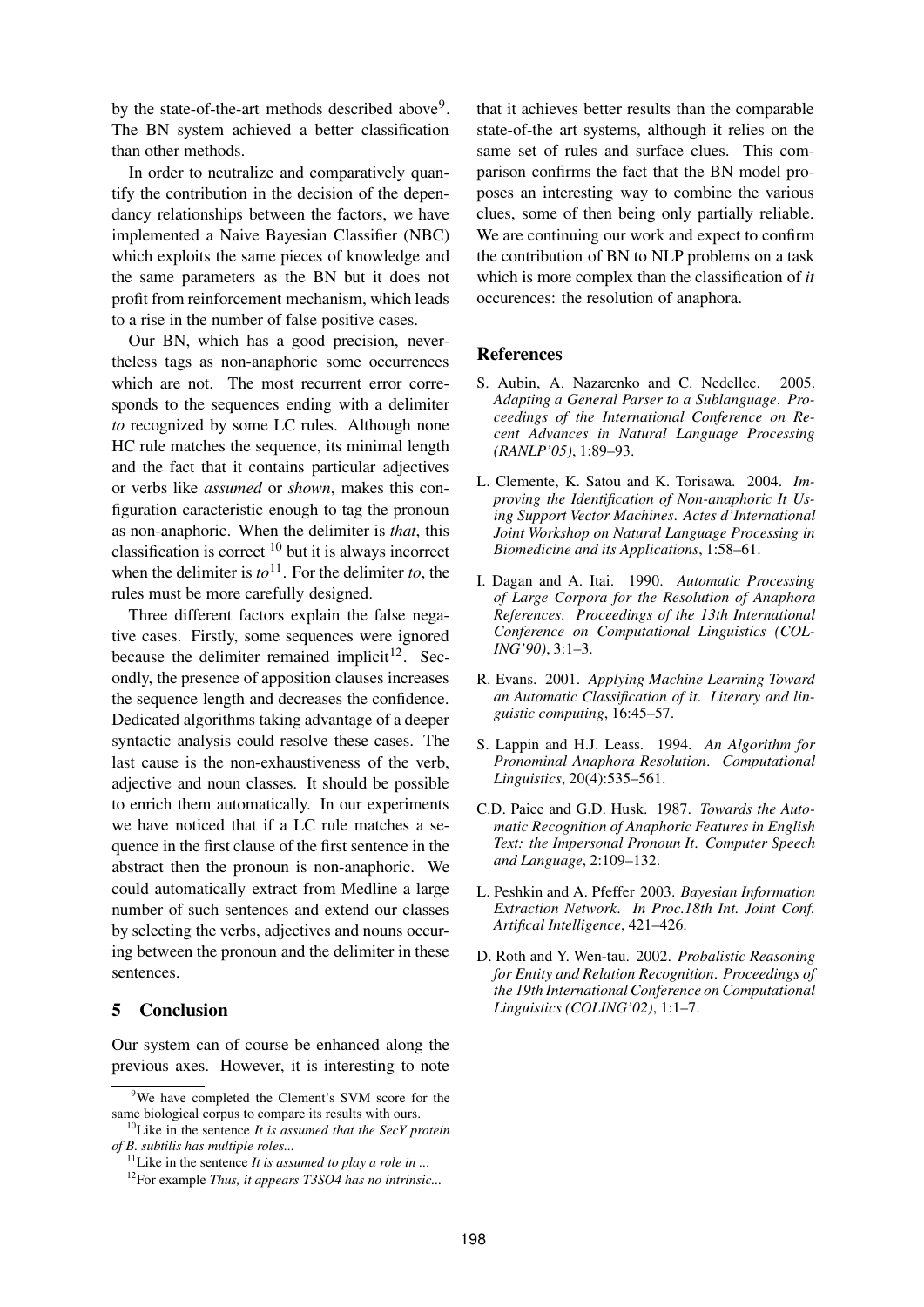by the state-of-the-art methods described above[9]. The BN system achieved a better classification than other methods.

In order to neutralize and comparatively quantify the contribution in the decision of the dependancy relationships between the factors, we have implemented a Naive Bayesian Classifier (NBC) which exploits the same pieces of knowledge and the same parameters as the BN but it does not profit from reinforcement mechanism, which leads to a rise in the number of false positive cases.

Our BN, which has a good precision, nevertheless tags as non-anaphoric some occurrences which are not. The most recurrent error corresponds to the sequences ending with a delimiter *to* recognized by some LC rules. Although none HC rule matches the sequence, its minimal length and the fact that it contains particular adjectives or verbs like *assumed* or *shown*, makes this configuration caracteristic enough to tag the pronoun as non-anaphoric. When the delimiter is *that*, this classification is correct [10] but it is always incorrect when the delimiter is *to*[11]. For the delimiter *to*, the rules must be more carefully designed.

Three different factors explain the false negative cases. Firstly, some sequences were ignored because the delimiter remained implicit[12]. Secondly, the presence of apposition clauses increases the sequence length and decreases the confidence. Dedicated algorithms taking advantage of a deeper syntactic analysis could resolve these cases. The last cause is the non-exhaustiveness of the verb, adjective and noun classes. It should be possible to enrich them automatically. In our experiments we have noticed that if a LC rule matches a sequence in the first clause of the first sentence in the abstract then the pronoun is non-anaphoric. We could automatically extract from Medline a large number of such sentences and extend our classes by selecting the verbs, adjectives and nouns occuring between the pronoun and the delimiter in these sentences.

## 5 Conclusion

Our system can of course be enhanced along the previous axes. However, it is interesting to note that it achieves better results than the comparable state-of-the art systems, although it relies on the same set of rules and surface clues. This comparison confirms the fact that the BN model proposes an interesting way to combine the various clues, some of then being only partially reliable. We are continuing our work and expect to confirm the contribution of BN to NLP problems on a task which is more complex than the classification of *it* occurences: the resolution of anaphora.

[9] We have completed the Clement's SVM score for the same biological corpus to compare its results with ours.

[10] Like in the sentence *It is assumed that the SecY protein of B. subtilis has multiple roles...*

[11] Like in the sentence *It is assumed to play a role in ...*

[12] For example *Thus, it appears T3SO4 has no intrinsic...*

## References

S. Aubin, A. Nazarenko and C. Nedellec. 2005. *Adapting a General Parser to a Sublanguage*. *Proceedings of the International Conference on Recent Advances in Natural Language Processing (RANLP'05)*, 1:89–93.

L. Clemente, K. Satou and K. Torisawa. 2004. *Improving the Identification of Non-anaphoric It Using Support Vector Machines*. *Actes d'International Joint Workshop on Natural Language Processing in Biomedicine and its Applications*, 1:58–61.

I. Dagan and A. Itai. 1990. *Automatic Processing of Large Corpora for the Resolution of Anaphora References*. *Proceedings of the 13th International Conference on Computational Linguistics (COLING'90)*, 3:1–3.

R. Evans. 2001. *Applying Machine Learning Toward an Automatic Classification of it*. *Literary and linguistic computing*, 16:45–57.

S. Lappin and H.J. Leass. 1994. *An Algorithm for Pronominal Anaphora Resolution*. *Computational Linguistics*, 20(4):535–561.

C.D. Paice and G.D. Husk. 1987. *Towards the Automatic Recognition of Anaphoric Features in English Text: the Impersonal Pronoun It*. *Computer Speech and Language*, 2:109–132.

L. Peshkin and A. Pfeffer 2003. *Bayesian Information Extraction Network*. *In Proc.18th Int. Joint Conf. Artifical Intelligence*, 421–426.

D. Roth and Y. Wen-tau. 2002. *Probalistic Reasoning for Entity and Relation Recognition*. *Proceedings of the 19th International Conference on Computational Linguistics (COLING'02)*, 1:1–7.